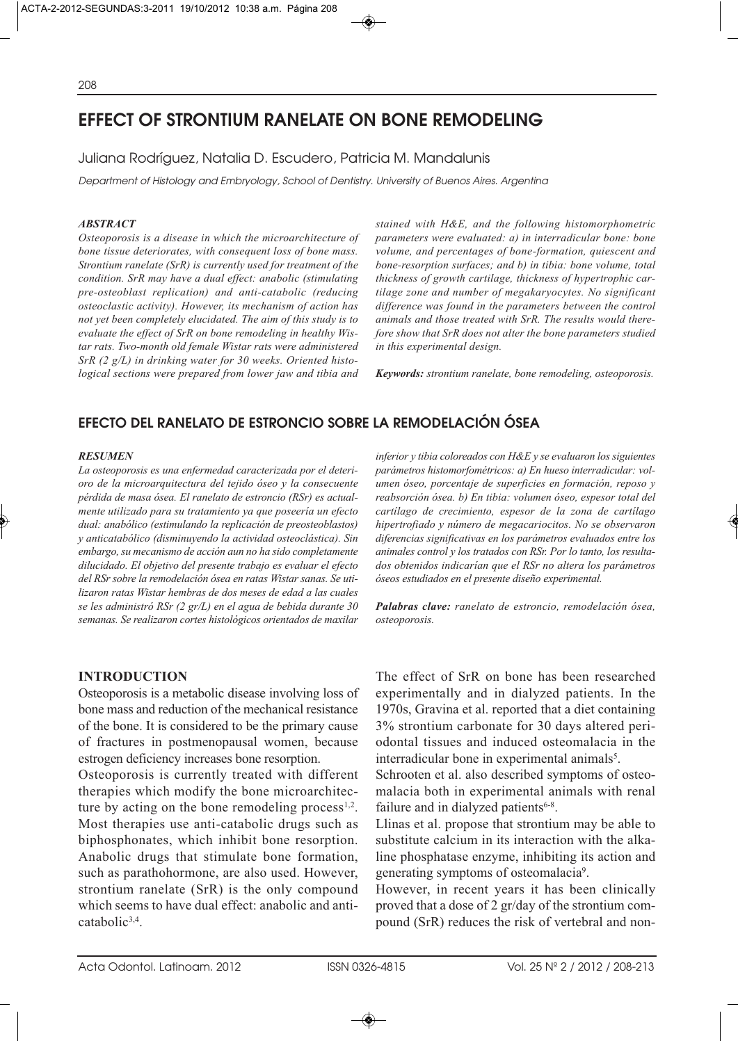# EFFECT OF STRONTIUM RANELATE ON BONE REMODELING

Juliana Rodríguez, Natalia D. Escudero, Patricia M. Mandalunis

*Department of Histology and Embryology, School of Dentistry. University of Buenos Aires. Argentina*

### *ABSTRACT*

*Osteoporosis is a disease in which the microarchitecture of bone tissue deteriorates, with consequent loss of bone mass. Strontium ranelate (SrR) is currently used for treatment of the condition. SrR may have a dual effect: anabolic (stimulating pre-osteoblast replication) and anti-catabolic (reducing osteoclastic activity). However, its mechanism of action has not yet been completely elucidated. The aim of this study is to evaluate the effect of SrR on bone remodeling in healthy Wistar rats. Two-month old female Wistar rats were administered SrR (2 g/L) in drinking water for 30 weeks. Oriented histological sections were prepared from lower jaw and tibia and stained with H&E, and the following histomorphometric parameters were evaluated: a) in interradicular bone: bone volume, and percentages of bone-formation, quiescent and bone-resorption surfaces; and b) in tibia: bone volume, total thickness of growth cartilage, thickness of hypertrophic cartilage zone and number of megakaryocytes. No significant difference was found in the parameters between the control animals and those treated with SrR. The results would therefore show that SrR does not alter the bone parameters studied in this experimental design.*

***Keywords:** strontium ranelate, bone remodeling, osteoporosis.*

## EFECTO DEL RANELATO DE ESTRONCIO SOBRE LA REMODELACIÓN ÓSEA

### *RESUMEN*

*La osteoporosis es una enfermedad caracterizada por el deterioro de la microarquitectura del tejido óseo y la consecuente pérdida de masa ósea. El ranelato de estroncio (RSr) es actualmente utilizado para su tratamiento ya que poseería un efecto dual: anabólico (estimulando la replicación de preosteoblastos) y anticatabólico (disminuyendo la actividad osteoclástica). Sin embargo, su mecanismo de acción aun no ha sido completamente dilucidado. El objetivo del presente trabajo es evaluar el efecto del RSr sobre la remodelación ósea en ratas Wistar sanas. Se utilizaron ratas Wistar hembras de dos meses de edad a las cuales se les administró RSr (2 gr/L) en el agua de bebida durante 30 semanas. Se realizaron cortes histológicos orientados de maxilar inferior y tibia coloreados con H&E y se evaluaron los siguientes parámetros histomorfométricos: a) En hueso interradicular: volumen óseo, porcentaje de superficies en formación, reposo y reabsorción ósea. b) En tibia: volumen óseo, espesor total del cartílago de crecimiento, espesor de la zona de cartílago hipertrofiado y número de megacariocitos. No se observaron diferencias significativas en los parámetros evaluados entre los animales control y los tratados con RSr. Por lo tanto, los resultados obtenidos indicarían que el RSr no altera los parámetros óseos estudiados en el presente diseño experimental.*

***Palabras clave:** ranelato de estroncio, remodelación ósea, osteoporosis.*

## INTRODUCTION

Osteoporosis is a metabolic disease involving loss of bone mass and reduction of the mechanical resistance of the bone. It is considered to be the primary cause of fractures in postmenopausal women, because estrogen deficiency increases bone resorption.

Osteoporosis is currently treated with different therapies which modify the bone microarchitecture by acting on the bone remodeling process[1,2]. Most therapies use anti-catabolic drugs such as biphosphonates, which inhibit bone resorption. Anabolic drugs that stimulate bone formation, such as parathohormone, are also used. However, strontium ranelate (SrR) is the only compound which seems to have dual effect: anabolic and anti-catabolic[3,4].

The effect of SrR on bone has been researched experimentally and in dialyzed patients. In the 1970s, Gravina et al. reported that a diet containing 3% strontium carbonate for 30 days altered periodontal tissues and induced osteomalacia in the interradicular bone in experimental animals[5].

Schrooten et al. also described symptoms of osteomalacia both in experimental animals with renal failure and in dialyzed patients[6-8].

Llinas et al. propose that strontium may be able to substitute calcium in its interaction with the alkaline phosphatase enzyme, inhibiting its action and generating symptoms of osteomalacia[9].

However, in recent years it has been clinically proved that a dose of 2 gr/day of the strontium compound (SrR) reduces the risk of vertebral and non-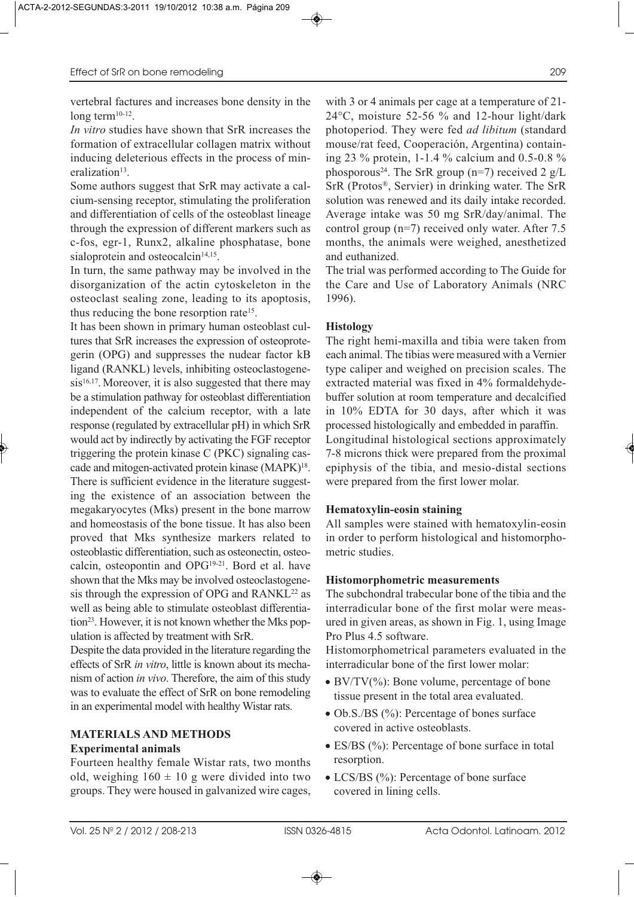vertebral factures and increases bone density in the long term[10-12].

*In vitro* studies have shown that SrR increases the formation of extracellular collagen matrix without inducing deleterious effects in the process of mineralization[13].

Some authors suggest that SrR may activate a calcium-sensing receptor, stimulating the proliferation and differentiation of cells of the osteoblast lineage through the expression of different markers such as c-fos, egr-1, Runx2, alkaline phosphatase, bone sialoprotein and osteocalcin[14,15].

In turn, the same pathway may be involved in the disorganization of the actin cytoskeleton in the osteoclast sealing zone, leading to its apoptosis, thus reducing the bone resorption rate[15].

It has been shown in primary human osteoblast cultures that SrR increases the expression of osteoprotegerin (OPG) and suppresses the nudear factor kB ligand (RANKL) levels, inhibiting osteoclastogenesis[16,17]. Moreover, it is also suggested that there may be a stimulation pathway for osteoblast differentiation independent of the calcium receptor, with a late response (regulated by extracellular pH) in which SrR would act by indirectly by activating the FGF receptor triggering the protein kinase C (PKC) signaling cascade and mitogen-activated protein kinase (MAPK)[18].

There is sufficient evidence in the literature suggesting the existence of an association between the megakaryocytes (Mks) present in the bone marrow and homeostasis of the bone tissue. It has also been proved that Mks synthesize markers related to osteoblastic differentiation, such as osteonectin, osteocalcin, osteopontin and OPG[19-21]. Bord et al. have shown that the Mks may be involved osteoclastogenesis through the expression of OPG and RANKL[22] as well as being able to stimulate osteoblast differentiation[23]. However, it is not known whether the Mks population is affected by treatment with SrR.

Despite the data provided in the literature regarding the effects of SrR *in vitro*, little is known about its mechanism of action *in vivo*. Therefore, the aim of this study was to evaluate the effect of SrR on bone remodeling in an experimental model with healthy Wistar rats.

## MATERIALS AND METHODS

### Experimental animals

Fourteen healthy female Wistar rats, two months old, weighing 160 ± 10 g were divided into two groups. They were housed in galvanized wire cages, with 3 or 4 animals per cage at a temperature of 21-24°C, moisture 52-56 % and 12-hour light/dark photoperiod. They were fed *ad libitum* (standard mouse/rat feed, Cooperación, Argentina) containing 23 % protein, 1-1.4 % calcium and 0.5-0.8 % phosporous[24]. The SrR group (n=7) received 2 g/L SrR (Protos®, Servier) in drinking water. The SrR solution was renewed and its daily intake recorded. Average intake was 50 mg SrR/day/animal. The control group (n=7) received only water. After 7.5 months, the animals were weighed, anesthetized and euthanized.

The trial was performed according to The Guide for the Care and Use of Laboratory Animals (NRC 1996).

### Histology

The right hemi-maxilla and tibia were taken from each animal. The tibias were measured with a Vernier type caliper and weighed on precision scales. The extracted material was fixed in 4% formaldehyde-buffer solution at room temperature and decalcified in 10% EDTA for 30 days, after which it was processed histologically and embedded in paraffin.

Longitudinal histological sections approximately 7-8 microns thick were prepared from the proximal epiphysis of the tibia, and mesio-distal sections were prepared from the first lower molar.

### Hematoxylin-eosin staining

All samples were stained with hematoxylin-eosin in order to perform histological and histomorphometric studies.

### Histomorphometric measurements

The subchondral trabecular bone of the tibia and the interradicular bone of the first molar were measured in given areas, as shown in Fig. 1, using Image Pro Plus 4.5 software.

Histomorphometrical parameters evaluated in the interradicular bone of the first lower molar:

- BV/TV(%): Bone volume, percentage of bone tissue present in the total area evaluated.
- Ob.S./BS (%): Percentage of bones surface covered in active osteoblasts.
- ES/BS (%): Percentage of bone surface in total resorption.
- LCS/BS (%): Percentage of bone surface covered in lining cells.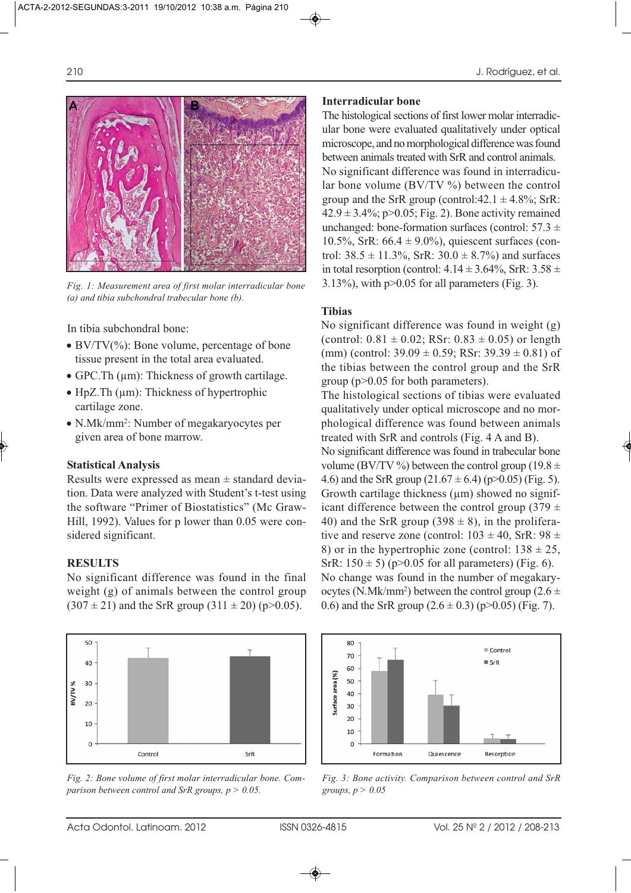Fig. 1: Measurement area of first molar interradicular bone (a) and tibia subchondral trabecular bone (b).

In tibia subchondral bone:

- BV/TV(%): Bone volume, percentage of bone tissue present in the total area evaluated.
- GPC.Th (μm): Thickness of growth cartilage.
- HpZ.Th (μm): Thickness of hypertrophic cartilage zone.
- N.Mk/mm$^2$: Number of megakaryocytes per given area of bone marrow.

### Statistical Analysis

Results were expressed as mean ± standard deviation. Data were analyzed with Student's t-test using the software "Primer of Biostatistics" (Mc Graw-Hill, 1992). Values for p lower than 0.05 were considered significant.

## RESULTS

No significant difference was found in the final weight (g) of animals between the control group (307 ± 21) and the SrR group (311 ± 20) ($p>0.05$).

### Interradicular bone

The histological sections of first lower molar interradicular bone were evaluated qualitatively under optical microscope, and no morphological difference was found between animals treated with SrR and control animals.

No significant difference was found in interradicular bone volume (BV/TV %) between the control group and the SrR group (control:42.1 ± 4.8%; SrR: 42.9 ± 3.4%; $p>0.05$; Fig. 2). Bone activity remained unchanged: bone-formation surfaces (control: 57.3 ± 10.5%, SrR: 66.4 ± 9.0%), quiescent surfaces (control: 38.5 ± 11.3%, SrR: 30.0 ± 8.7%) and surfaces in total resorption (control: 4.14 ± 3.64%, SrR: 3.58 ± 3.13%), with $p>0.05$ for all parameters (Fig. 3).

### Tibias

No significant difference was found in weight (g) (control: 0.81 ± 0.02; RSr: 0.83 ± 0.05) or length (mm) (control: 39.09 ± 0.59; RSr: 39.39 ± 0.81) of the tibias between the control group and the SrR group ($p>0.05$ for both parameters).

The histological sections of tibias were evaluated qualitatively under optical microscope and no morphological difference was found between animals treated with SrR and controls (Fig. 4 A and B).

No significant difference was found in trabecular bone volume (BV/TV %) between the control group (19.8 ± 4.6) and the SrR group (21.67 ± 6.4) ($p>0.05$) (Fig. 5).

Growth cartilage thickness (μm) showed no significant difference between the control group (379 ± 40) and the SrR group (398 ± 8), in the proliferative and reserve zone (control: 103 ± 40, SrR: 98 ± 8) or in the hypertrophic zone (control: 138 ± 25, SrR: 150 ± 5) ($p>0.05$ for all parameters) (Fig. 6).

No change was found in the number of megakaryocytes (N.Mk/mm$^2$) between the control group (2.6 ± 0.6) and the SrR group (2.6 ± 0.3) ($p>0.05$) (Fig. 7).

Fig. 2: Bone volume of first molar interradicular bone. Comparison between control and SrR groups, $p > 0.05$.

Fig. 3: Bone activity. Comparison between control and SrR groups, $p > 0.05$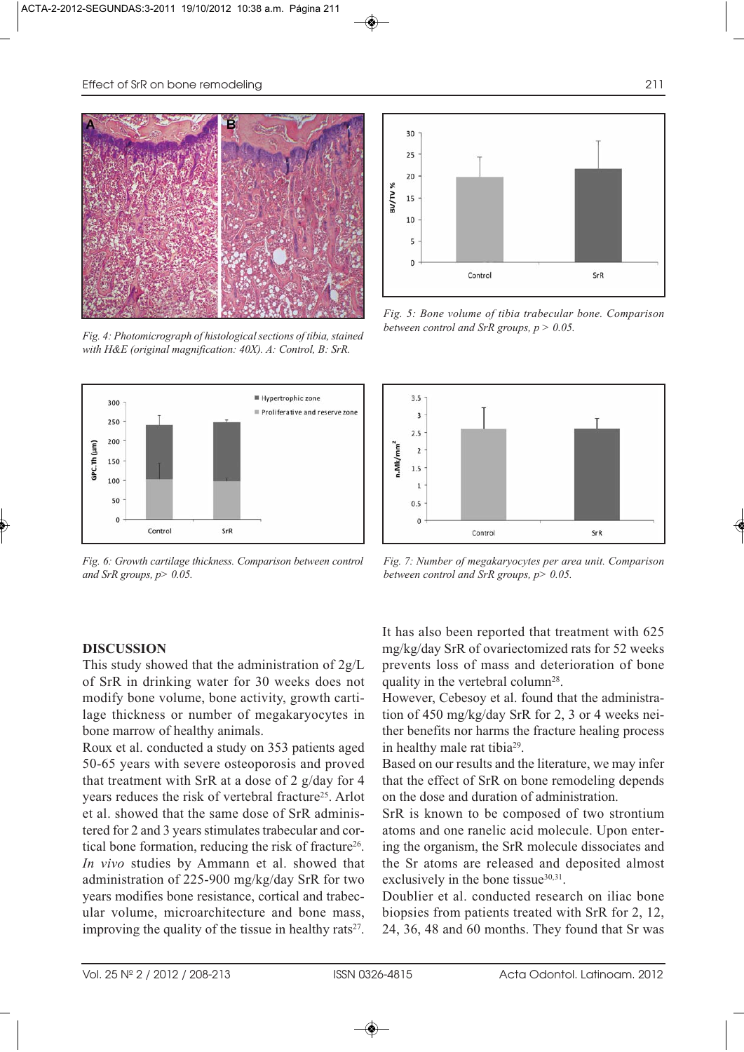Fig. 4: Photomicrograph of histological sections of tibia, stained with H&E (original magnification: 40X). A: Control, B: SrR.

Fig. 5: Bone volume of tibia trabecular bone. Comparison between control and SrR groups, $p > 0.05$.

Fig. 6: Growth cartilage thickness. Comparison between control and SrR groups, $p > 0.05$.

Fig. 7: Number of megakaryocytes per area unit. Comparison between control and SrR groups, $p > 0.05$.

## DISCUSSION

This study showed that the administration of 2g/L of SrR in drinking water for 30 weeks does not modify bone volume, bone activity, growth cartilage thickness or number of megakaryocytes in bone marrow of healthy animals.

Roux et al. conducted a study on 353 patients aged 50-65 years with severe osteoporosis and proved that treatment with SrR at a dose of 2 g/day for 4 years reduces the risk of vertebral fracture[25]. Arlot et al. showed that the same dose of SrR administered for 2 and 3 years stimulates trabecular and cortical bone formation, reducing the risk of fracture[26]. *In vivo* studies by Ammann et al. showed that administration of 225-900 mg/kg/day SrR for two years modifies bone resistance, cortical and trabecular volume, microarchitecture and bone mass, improving the quality of the tissue in healthy rats[27]. It has also been reported that treatment with 625 mg/kg/day SrR of ovariectomized rats for 52 weeks prevents loss of mass and deterioration of bone quality in the vertebral column[28].

However, Cebesoy et al. found that the administration of 450 mg/kg/day SrR for 2, 3 or 4 weeks neither benefits nor harms the fracture healing process in healthy male rat tibia[29].

Based on our results and the literature, we may infer that the effect of SrR on bone remodeling depends on the dose and duration of administration.

SrR is known to be composed of two strontium atoms and one ranelic acid molecule. Upon entering the organism, the SrR molecule dissociates and the Sr atoms are released and deposited almost exclusively in the bone tissue[30,31].

Doublier et al. conducted research on iliac bone biopsies from patients treated with SrR for 2, 12, 24, 36, 48 and 60 months. They found that Sr was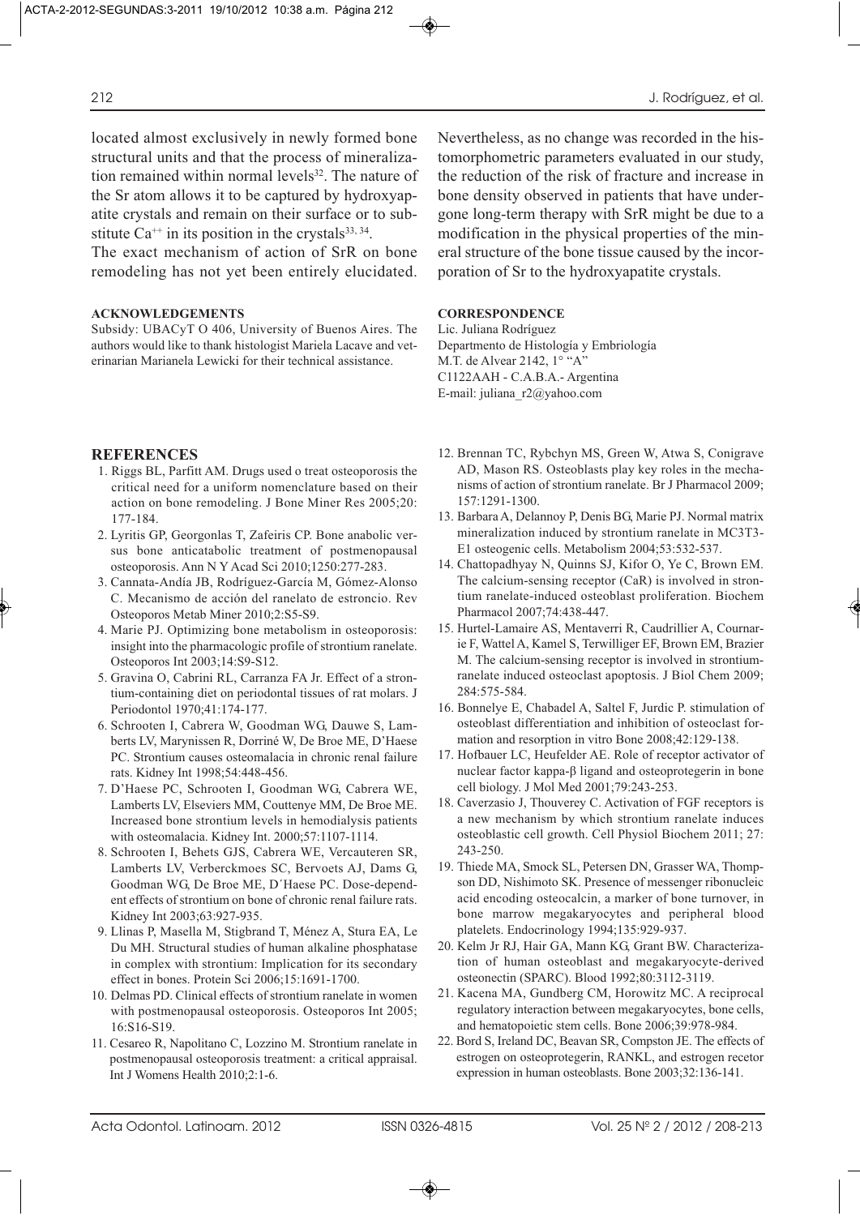located almost exclusively in newly formed bone structural units and that the process of mineralization remained within normal levels[32]. The nature of the Sr atom allows it to be captured by hydroxyapatite crystals and remain on their surface or to substitute $Ca^{++}$ in its position in the crystals[33, 34].

The exact mechanism of action of SrR on bone remodeling has not yet been entirely elucidated. Nevertheless, as no change was recorded in the histomorphometric parameters evaluated in our study, the reduction of the risk of fracture and increase in bone density observed in patients that have undergone long-term therapy with SrR might be due to a modification in the physical properties of the mineral structure of the bone tissue caused by the incorporation of Sr to the hydroxyapatite crystals.

## ACKNOWLEDGEMENTS

Subsidy: UBACyT O 406, University of Buenos Aires. The authors would like to thank histologist Mariela Lacave and veterinarian Marianela Lewicki for their technical assistance.

## CORRESPONDENCE

Lic. Juliana Rodríguez
Departmento de Histología y Embriología
M.T. de Alvear 2142, 1° "A"
C1122AAH - C.A.B.A.- Argentina
E-mail: juliana_r2@yahoo.com

## REFERENCES

1. Riggs BL, Parfitt AM. Drugs used o treat osteoporosis the critical need for a uniform nomenclature based on their action on bone remodeling. J Bone Miner Res 2005;20: 177-184.
2. Lyritis GP, Georgonlas T, Zafeiris CP. Bone anabolic versus bone anticatabolic treatment of postmenopausal osteoporosis. Ann N Y Acad Sci 2010;1250:277-283.
3. Cannata-Andía JB, Rodríguez-García M, Gómez-Alonso C. Mecanismo de acción del ranelato de estroncio. Rev Osteoporos Metab Miner 2010;2:S5-S9.
4. Marie PJ. Optimizing bone metabolism in osteoporosis: insight into the pharmacologic profile of strontium ranelate. Osteoporos Int 2003;14:S9-S12.
5. Gravina O, Cabrini RL, Carranza FA Jr. Effect of a strontium-containing diet on periodontal tissues of rat molars. J Periodontol 1970;41:174-177.
6. Schrooten I, Cabrera W, Goodman WG, Dauwe S, Lamberts LV, Marynissen R, Dorriné W, De Broe ME, D'Haese PC. Strontium causes osteomalacia in chronic renal failure rats. Kidney Int 1998;54:448-456.
7. D'Haese PC, Schrooten I, Goodman WG, Cabrera WE, Lamberts LV, Elseviers MM, Couttenye MM, De Broe ME. Increased bone strontium levels in hemodialysis patients with osteomalacia. Kidney Int. 2000;57:1107-1114.
8. Schrooten I, Behets GJS, Cabrera WE, Vercauteren SR, Lamberts LV, Verberckmoes SC, Bervoets AJ, Dams G, Goodman WG, De Broe ME, D´Haese PC. Dose-dependent effects of strontium on bone of chronic renal failure rats. Kidney Int 2003;63:927-935.
9. Llinas P, Masella M, Stigbrand T, Ménez A, Stura EA, Le Du MH. Structural studies of human alkaline phosphatase in complex with strontium: Implication for its secondary effect in bones. Protein Sci 2006;15:1691-1700.
10. Delmas PD. Clinical effects of strontium ranelate in women with postmenopausal osteoporosis. Osteoporos Int 2005; 16:S16-S19.
11. Cesareo R, Napolitano C, Lozzino M. Strontium ranelate in postmenopausal osteoporosis treatment: a critical appraisal. Int J Womens Health 2010;2:1-6.
12. Brennan TC, Rybchyn MS, Green W, Atwa S, Conigrave AD, Mason RS. Osteoblasts play key roles in the mechanisms of action of strontium ranelate. Br J Pharmacol 2009; 157:1291-1300.
13. Barbara A, Delannoy P, Denis BG, Marie PJ. Normal matrix mineralization induced by strontium ranelate in MC3T3-E1 osteogenic cells. Metabolism 2004;53:532-537.
14. Chattopadhyay N, Quinns SJ, Kifor O, Ye C, Brown EM. The calcium-sensing receptor (CaR) is involved in strontium ranelate-induced osteoblast proliferation. Biochem Pharmacol 2007;74:438-447.
15. Hurtel-Lamaire AS, Mentaverri R, Caudrillier A, Cournarie F, Wattel A, Kamel S, Terwilliger EF, Brown EM, Brazier M. The calcium-sensing receptor is involved in strontium-ranelate induced osteoclast apoptosis. J Biol Chem 2009; 284:575-584.
16. Bonnelye E, Chabadel A, Saltel F, Jurdic P. stimulation of osteoblast differentiation and inhibition of osteoclast formation and resorption in vitro Bone 2008;42:129-138.
17. Hofbauer LC, Heufelder AE. Role of receptor activator of nuclear factor kappa-β ligand and osteoprotegerin in bone cell biology. J Mol Med 2001;79:243-253.
18. Caverzasio J, Thouverey C. Activation of FGF receptors is a new mechanism by which strontium ranelate induces osteoblastic cell growth. Cell Physiol Biochem 2011; 27: 243-250.
19. Thiede MA, Smock SL, Petersen DN, Grasser WA, Thompson DD, Nishimoto SK. Presence of messenger ribonucleic acid encoding osteocalcin, a marker of bone turnover, in bone marrow megakaryocytes and peripheral blood platelets. Endocrinology 1994;135:929-937.
20. Kelm Jr RJ, Hair GA, Mann KG, Grant BW. Characterization of human osteoblast and megakaryocyte-derived osteonectin (SPARC). Blood 1992;80:3112-3119.
21. Kacena MA, Gundberg CM, Horowitz MC. A reciprocal regulatory interaction between megakaryocytes, bone cells, and hematopoietic stem cells. Bone 2006;39:978-984.
22. Bord S, Ireland DC, Beavan SR, Compston JE. The effects of estrogen on osteoprotegerin, RANKL, and estrogen recetor expression in human osteoblasts. Bone 2003;32:136-141.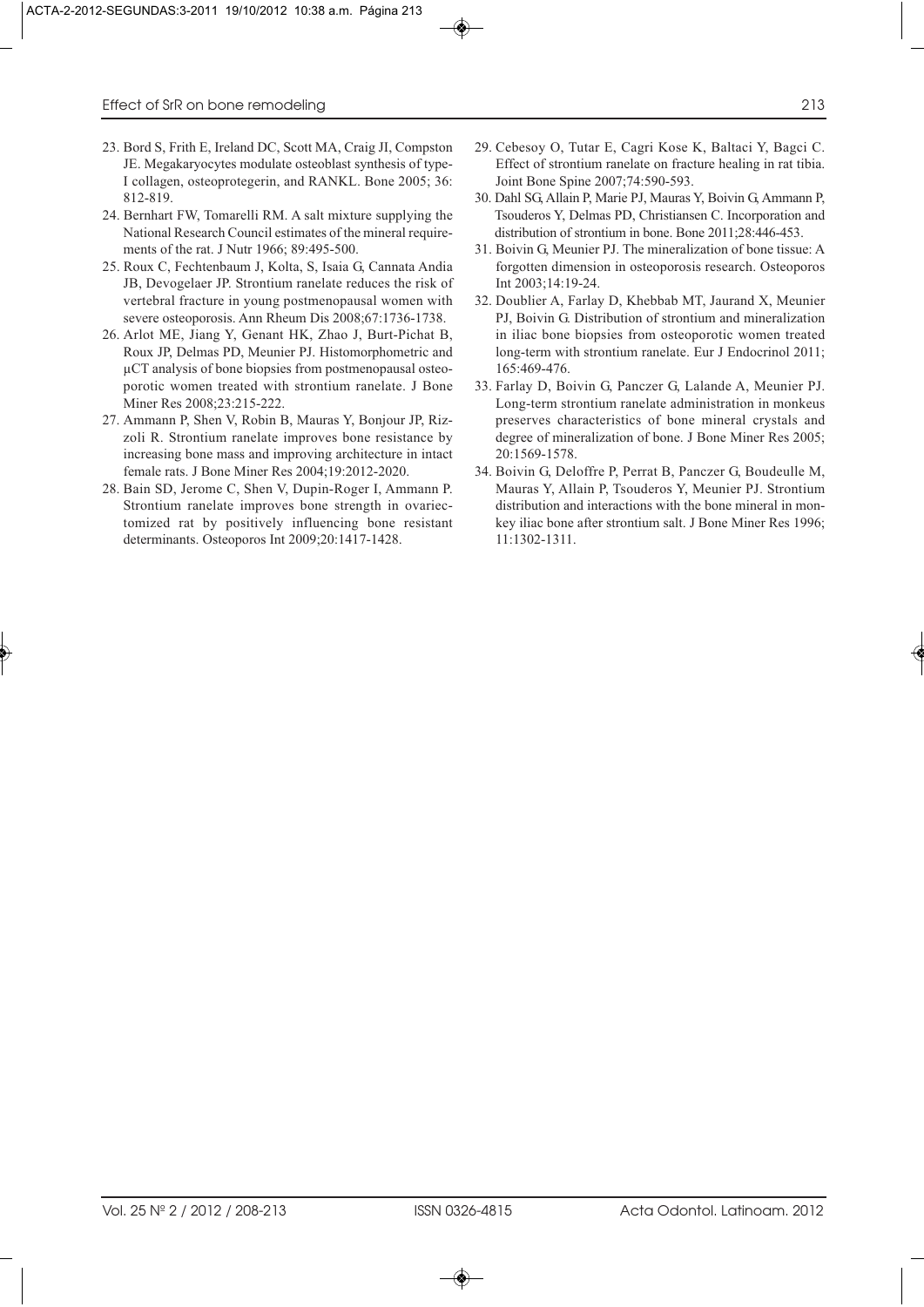23. Bord S, Frith E, Ireland DC, Scott MA, Craig JI, Compston JE. Megakaryocytes modulate osteoblast synthesis of type-I collagen, osteoprotegerin, and RANKL. Bone 2005; 36: 812-819.
24. Bernhart FW, Tomarelli RM. A salt mixture supplying the National Research Council estimates of the mineral requirements of the rat. J Nutr 1966; 89:495-500.
25. Roux C, Fechtenbaum J, Kolta, S, Isaia G, Cannata Andia JB, Devogelaer JP. Strontium ranelate reduces the risk of vertebral fracture in young postmenopausal women with severe osteoporosis. Ann Rheum Dis 2008;67:1736-1738.
26. Arlot ME, Jiang Y, Genant HK, Zhao J, Burt-Pichat B, Roux JP, Delmas PD, Meunier PJ. Histomorphometric and μCT analysis of bone biopsies from postmenopausal osteoporotic women treated with strontium ranelate. J Bone Miner Res 2008;23:215-222.
27. Ammann P, Shen V, Robin B, Mauras Y, Bonjour JP, Rizzoli R. Strontium ranelate improves bone resistance by increasing bone mass and improving architecture in intact female rats. J Bone Miner Res 2004;19:2012-2020.
28. Bain SD, Jerome C, Shen V, Dupin-Roger I, Ammann P. Strontium ranelate improves bone strength in ovariectomized rat by positively influencing bone resistant determinants. Osteoporos Int 2009;20:1417-1428.
29. Cebesoy O, Tutar E, Cagri Kose K, Baltaci Y, Bagci C. Effect of strontium ranelate on fracture healing in rat tibia. Joint Bone Spine 2007;74:590-593.
30. Dahl SG, Allain P, Marie PJ, Mauras Y, Boivin G, Ammann P, Tsouderos Y, Delmas PD, Christiansen C. Incorporation and distribution of strontium in bone. Bone 2011;28:446-453.
31. Boivin G, Meunier PJ. The mineralization of bone tissue: A forgotten dimension in osteoporosis research. Osteoporos Int 2003;14:19-24.
32. Doublier A, Farlay D, Khebbab MT, Jaurand X, Meunier PJ, Boivin G. Distribution of strontium and mineralization in iliac bone biopsies from osteoporotic women treated long-term with strontium ranelate. Eur J Endocrinol 2011; 165:469-476.
33. Farlay D, Boivin G, Panczer G, Lalande A, Meunier PJ. Long-term strontium ranelate administration in monkeus preserves characteristics of bone mineral crystals and degree of mineralization of bone. J Bone Miner Res 2005; 20:1569-1578.
34. Boivin G, Deloffre P, Perrat B, Panczer G, Boudeulle M, Mauras Y, Allain P, Tsouderos Y, Meunier PJ. Strontium distribution and interactions with the bone mineral in monkey iliac bone after strontium salt. J Bone Miner Res 1996; 11:1302-1311.